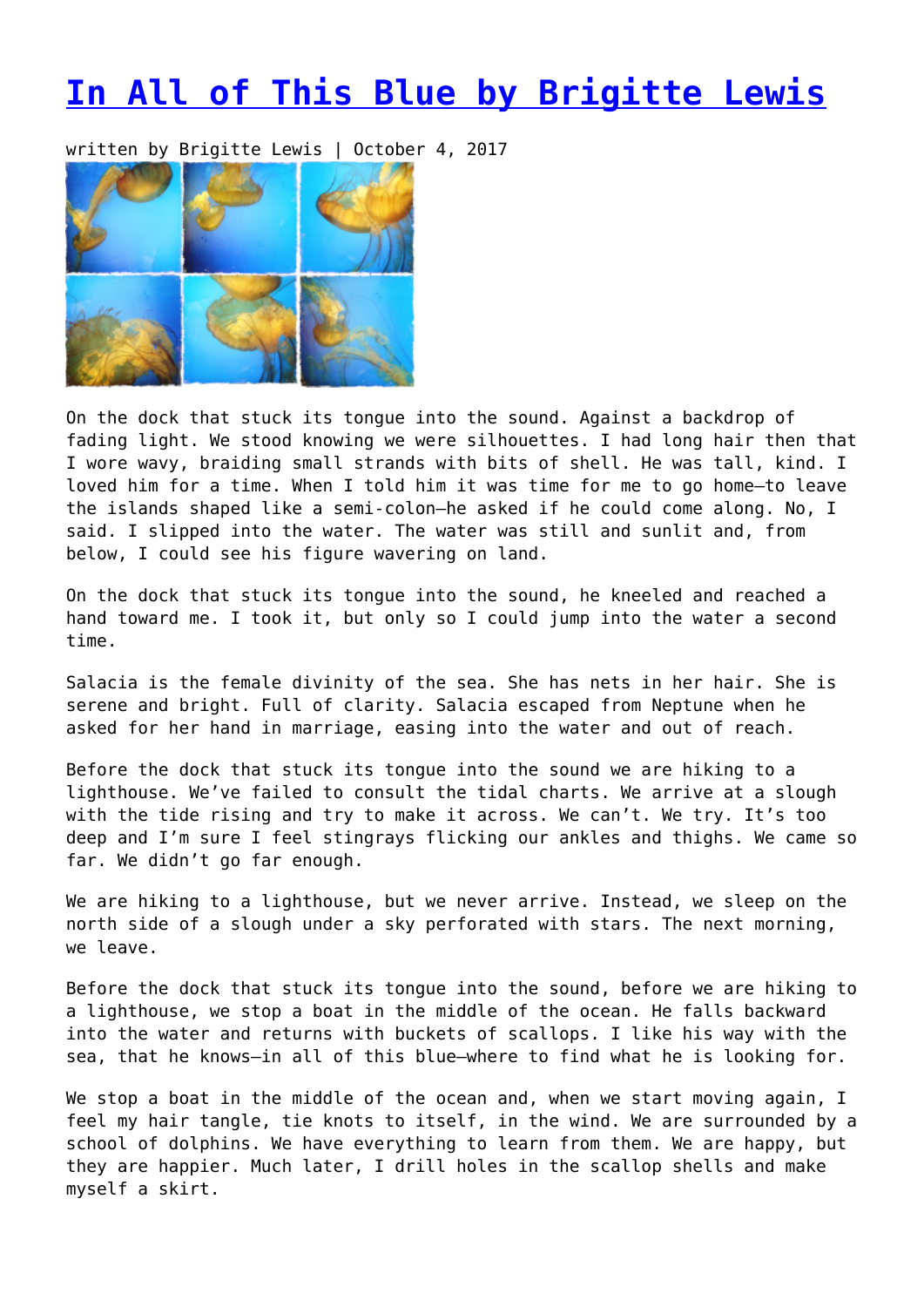# [In All of This Blue by Brigitte Lewis]()

written by Brigitte Lewis | October 4, 2017

On the dock that stuck its tongue into the sound. Against a backdrop of fading light. We stood knowing we were silhouettes. I had long hair then that I wore wavy, braiding small strands with bits of shell. He was tall, kind. I loved him for a time. When I told him it was time for me to go home—to leave the islands shaped like a semi-colon—he asked if he could come along. No, I said. I slipped into the water. The water was still and sunlit and, from below, I could see his figure wavering on land.

On the dock that stuck its tongue into the sound, he kneeled and reached a hand toward me. I took it, but only so I could jump into the water a second time.

Salacia is the female divinity of the sea. She has nets in her hair. She is serene and bright. Full of clarity. Salacia escaped from Neptune when he asked for her hand in marriage, easing into the water and out of reach.

Before the dock that stuck its tongue into the sound we are hiking to a lighthouse. We've failed to consult the tidal charts. We arrive at a slough with the tide rising and try to make it across. We can't. We try. It's too deep and I'm sure I feel stingrays flicking our ankles and thighs. We came so far. We didn't go far enough.

We are hiking to a lighthouse, but we never arrive. Instead, we sleep on the north side of a slough under a sky perforated with stars. The next morning, we leave.

Before the dock that stuck its tongue into the sound, before we are hiking to a lighthouse, we stop a boat in the middle of the ocean. He falls backward into the water and returns with buckets of scallops. I like his way with the sea, that he knows—in all of this blue—where to find what he is looking for.

We stop a boat in the middle of the ocean and, when we start moving again, I feel my hair tangle, tie knots to itself, in the wind. We are surrounded by a school of dolphins. We have everything to learn from them. We are happy, but they are happier. Much later, I drill holes in the scallop shells and make myself a skirt.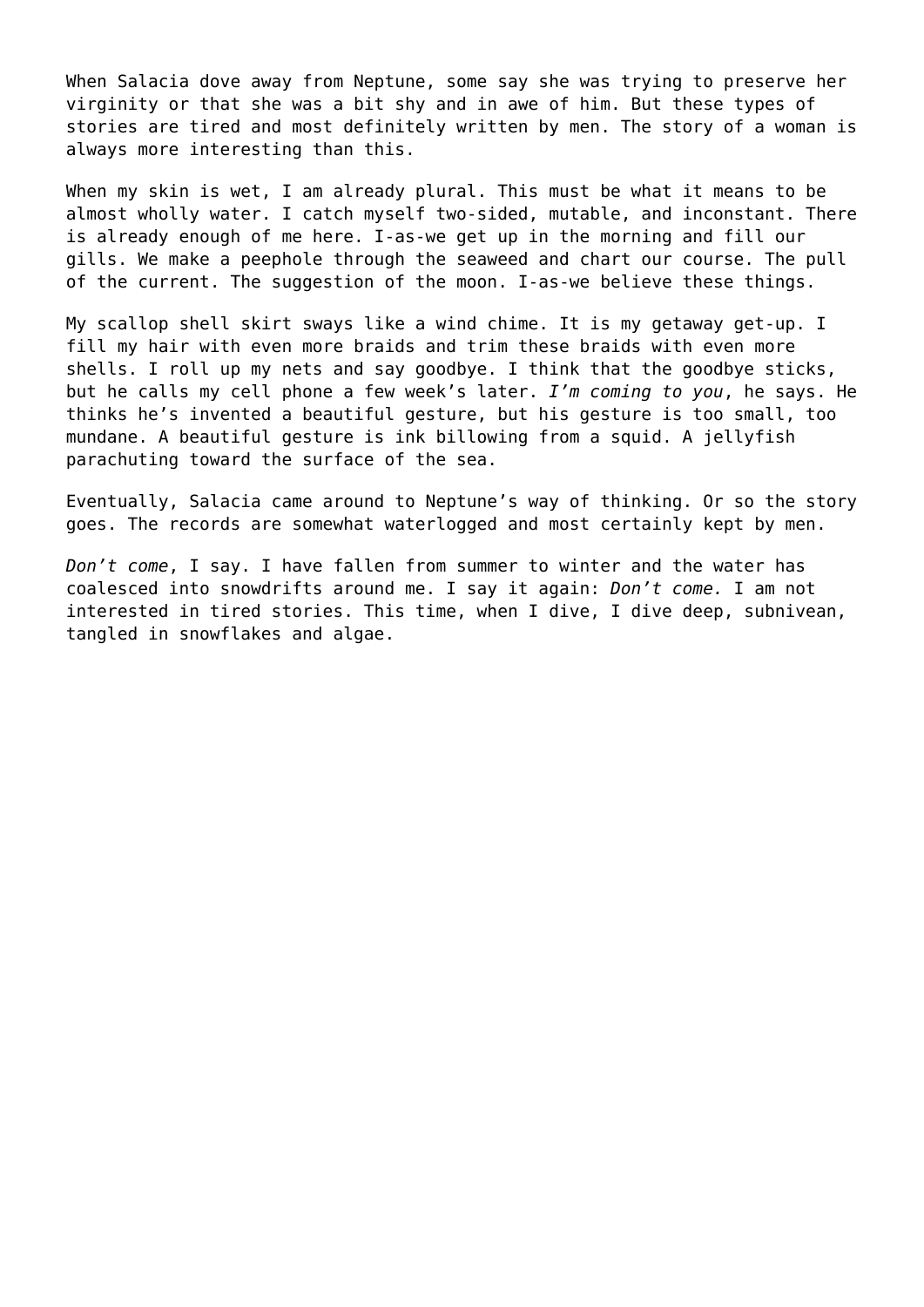When Salacia dove away from Neptune, some say she was trying to preserve her virginity or that she was a bit shy and in awe of him. But these types of stories are tired and most definitely written by men. The story of a woman is always more interesting than this.

When my skin is wet, I am already plural. This must be what it means to be almost wholly water. I catch myself two-sided, mutable, and inconstant. There is already enough of me here. I-as-we get up in the morning and fill our gills. We make a peephole through the seaweed and chart our course. The pull of the current. The suggestion of the moon. I-as-we believe these things.

My scallop shell skirt sways like a wind chime. It is my getaway get-up. I fill my hair with even more braids and trim these braids with even more shells. I roll up my nets and say goodbye. I think that the goodbye sticks, but he calls my cell phone a few week's later. *I'm coming to you*, he says. He thinks he's invented a beautiful gesture, but his gesture is too small, too mundane. A beautiful gesture is ink billowing from a squid. A jellyfish parachuting toward the surface of the sea.

Eventually, Salacia came around to Neptune's way of thinking. Or so the story goes. The records are somewhat waterlogged and most certainly kept by men.

*Don't come*, I say. I have fallen from summer to winter and the water has coalesced into snowdrifts around me. I say it again: *Don't come.* I am not interested in tired stories. This time, when I dive, I dive deep, subnivean, tangled in snowflakes and algae.